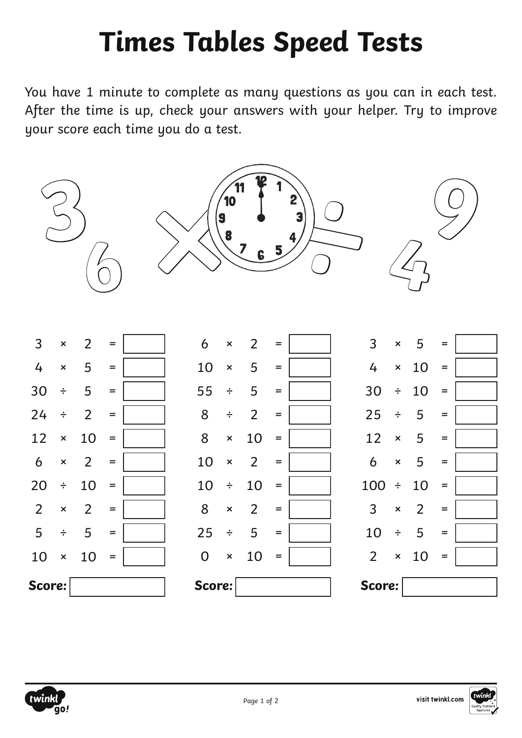# Times Tables Speed Tests

You have 1 minute to complete as many questions as you can in each test. After the time is up, check your answers with your helper. Try to improve your score each time you do a test.

| Test 1 | | Test 2 | | Test 3 | |
|---|---|---|---|---|---|
| 3 × 2 = | | 6 × 2 = | | 3 × 5 = | |
| 4 × 5 = | | 10 × 5 = | | 4 × 10 = | |
| 30 ÷ 5 = | | 55 ÷ 5 = | | 30 ÷ 10 = | |
| 24 ÷ 2 = | | 8 ÷ 2 = | | 25 ÷ 5 = | |
| 12 × 10 = | | 8 × 10 = | | 12 × 5 = | |
| 6 × 2 = | | 10 × 2 = | | 6 × 5 = | |
| 20 ÷ 10 = | | 10 ÷ 10 = | | 100 ÷ 10 = | |
| 2 × 2 = | | 8 × 2 = | | 3 × 2 = | |
| 5 ÷ 5 = | | 25 ÷ 5 = | | 10 ÷ 5 = | |
| 10 × 10 = | | 0 × 10 = | | 2 × 10 = | |
| **Score:** | | **Score:** | | **Score:** | |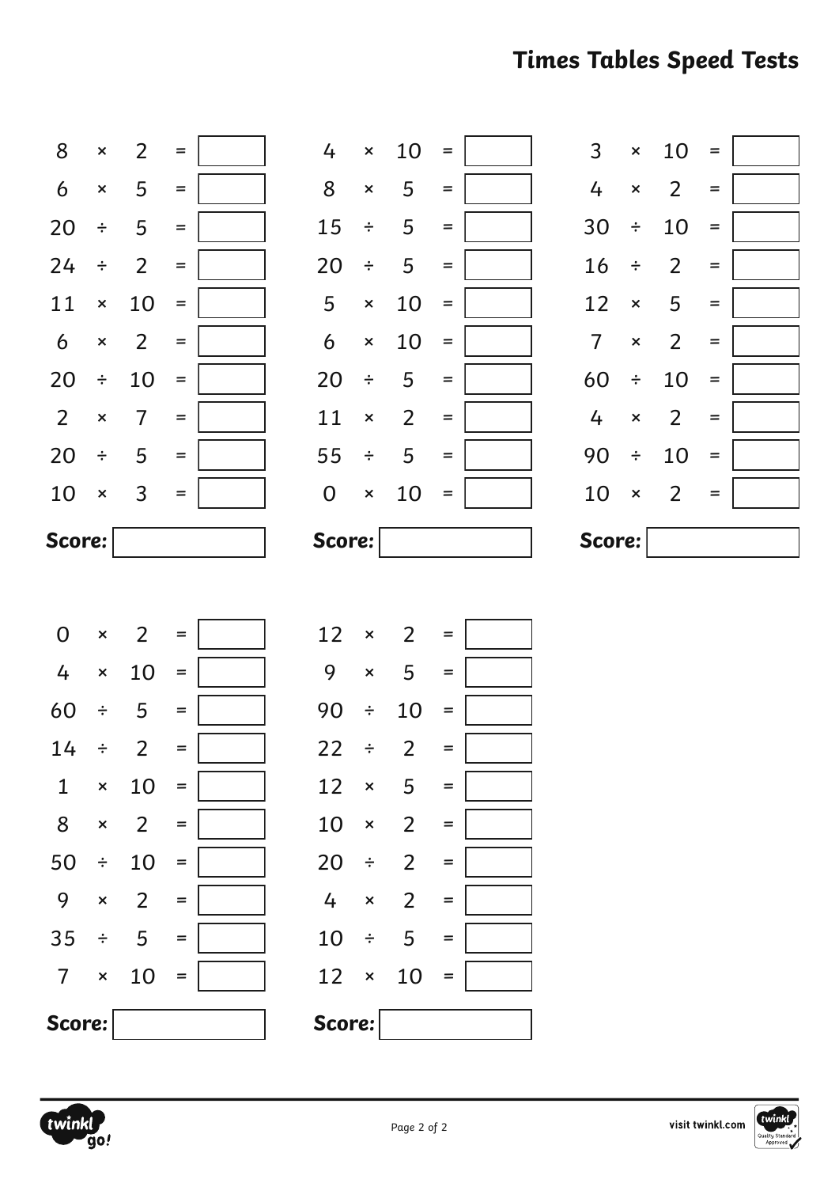# Times Tables Speed Tests

| | | | | |
|---|---|---|---|---|
| 8 | × | 2 | = | |
| 6 | × | 5 | = | |
| 20 | ÷ | 5 | = | |
| 24 | ÷ | 2 | = | |
| 11 | × | 10 | = | |
| 6 | × | 2 | = | |
| 20 | ÷ | 10 | = | |
| 2 | × | 7 | = | |
| 20 | ÷ | 5 | = | |
| 10 | × | 3 | = | |

**Score:**

| | | | | |
|---|---|---|---|---|
| 4 | × | 10 | = | |
| 8 | × | 5 | = | |
| 15 | ÷ | 5 | = | |
| 20 | ÷ | 5 | = | |
| 5 | × | 10 | = | |
| 6 | × | 10 | = | |
| 20 | ÷ | 5 | = | |
| 11 | × | 2 | = | |
| 55 | ÷ | 5 | = | |
| 0 | × | 10 | = | |

**Score:**

| | | | | |
|---|---|---|---|---|
| 3 | × | 10 | = | |
| 4 | × | 2 | = | |
| 30 | ÷ | 10 | = | |
| 16 | ÷ | 2 | = | |
| 12 | × | 5 | = | |
| 7 | × | 2 | = | |
| 60 | ÷ | 10 | = | |
| 4 | × | 2 | = | |
| 90 | ÷ | 10 | = | |
| 10 | × | 2 | = | |

**Score:**

| | | | | |
|---|---|---|---|---|
| 0 | × | 2 | = | |
| 4 | × | 10 | = | |
| 60 | ÷ | 5 | = | |
| 14 | ÷ | 2 | = | |
| 1 | × | 10 | = | |
| 8 | × | 2 | = | |
| 50 | ÷ | 10 | = | |
| 9 | × | 2 | = | |
| 35 | ÷ | 5 | = | |
| 7 | × | 10 | = | |

**Score:**

| | | | | |
|---|---|---|---|---|
| 12 | × | 2 | = | |
| 9 | × | 5 | = | |
| 90 | ÷ | 10 | = | |
| 22 | ÷ | 2 | = | |
| 12 | × | 5 | = | |
| 10 | × | 2 | = | |
| 20 | ÷ | 2 | = | |
| 4 | × | 2 | = | |
| 10 | ÷ | 5 | = | |
| 12 | × | 10 | = | |

**Score:**

visit twinkl.com